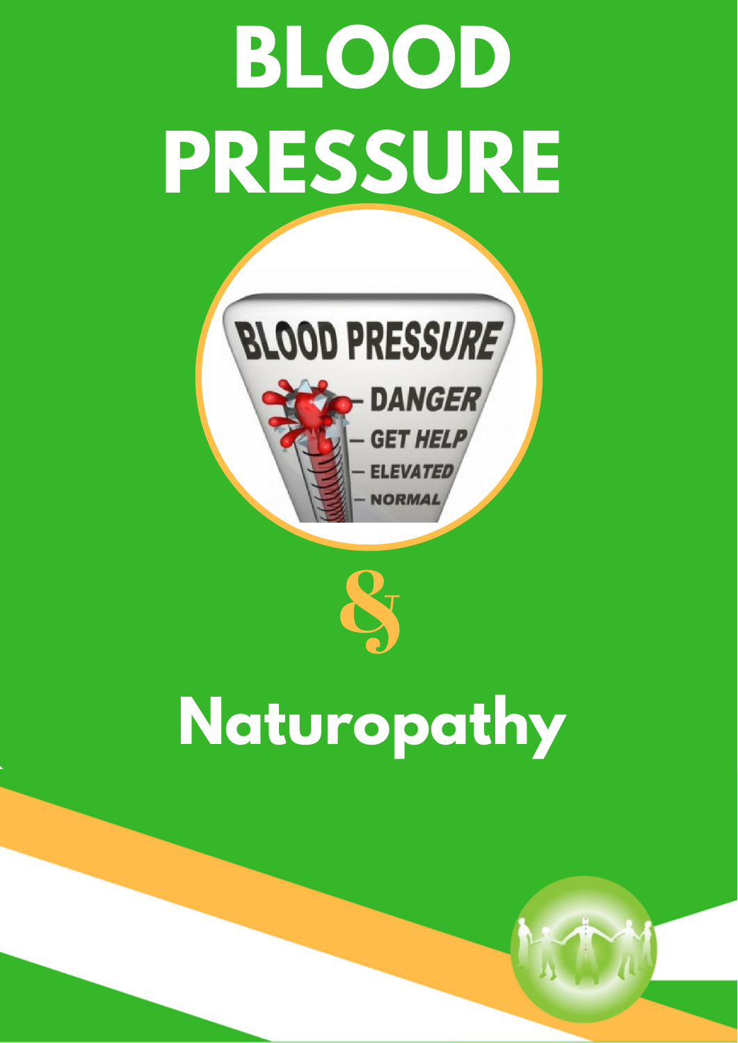# BLOOD PRESSURE

&

# Naturopathy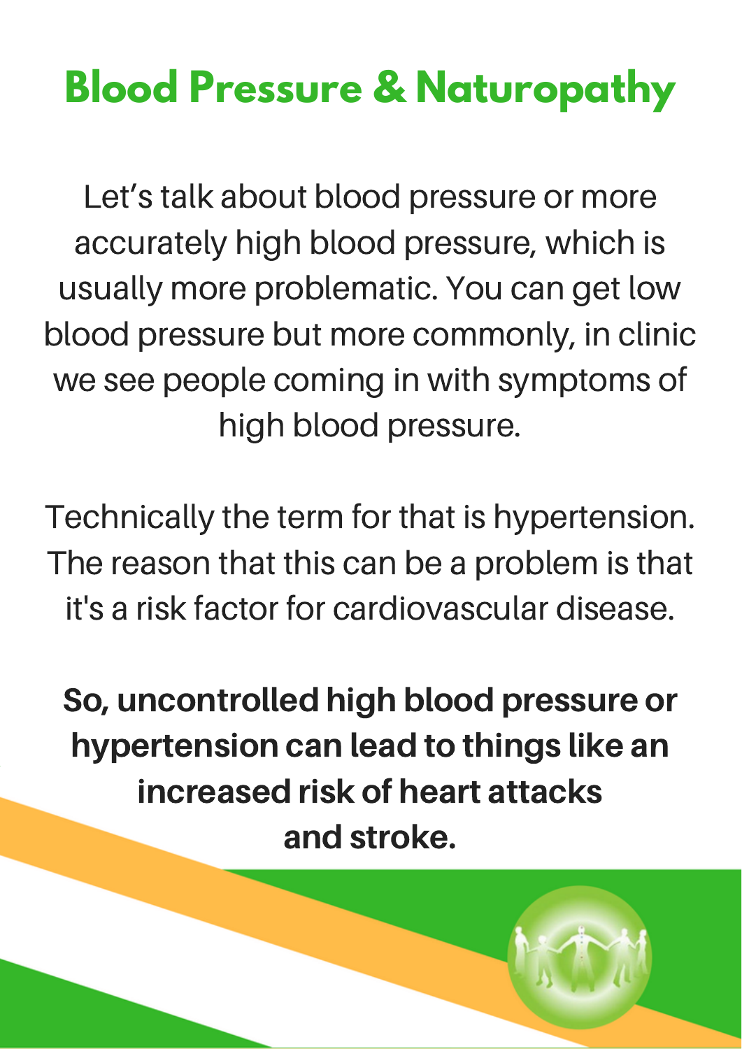# Blood Pressure & Naturopathy

Let's talk about blood pressure or more accurately high blood pressure, which is usually more problematic. You can get low blood pressure but more commonly, in clinic we see people coming in with symptoms of high blood pressure.

Technically the term for that is hypertension. The reason that this can be a problem is that it's a risk factor for cardiovascular disease.

**So, uncontrolled high blood pressure or hypertension can lead to things like an increased risk of heart attacks and stroke.**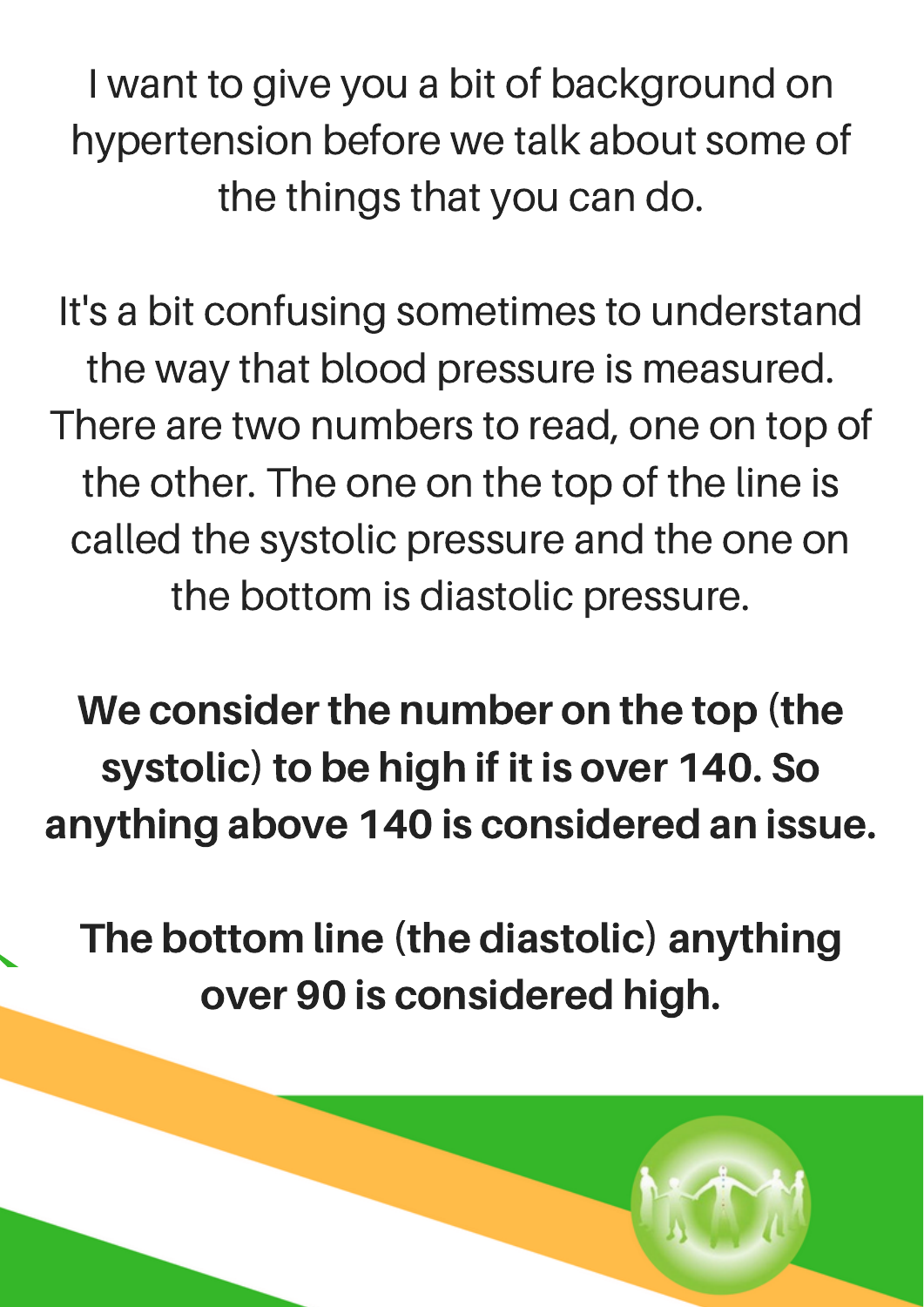I want to give you a bit of background on hypertension before we talk about some of the things that you can do.

It's a bit confusing sometimes to understand the way that blood pressure is measured. There are two numbers to read, one on top of the other. The one on the top of the line is called the systolic pressure and the one on the bottom is diastolic pressure.

**We consider the number on the top (the systolic) to be high if it is over 140. So anything above 140 is considered an issue.**

**The bottom line (the diastolic) anything over 90 is considered high.**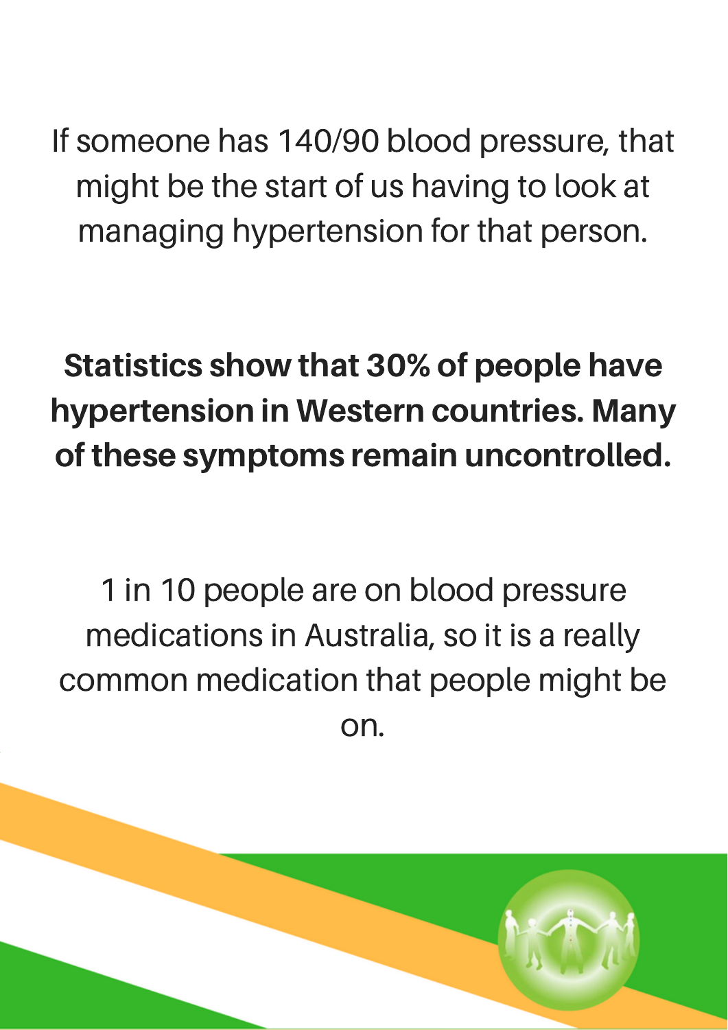If someone has 140/90 blood pressure, that might be the start of us having to look at managing hypertension for that person.

**Statistics show that 30% of people have hypertension in Western countries. Many of these symptoms remain uncontrolled.**

1 in 10 people are on blood pressure medications in Australia, so it is a really common medication that people might be on.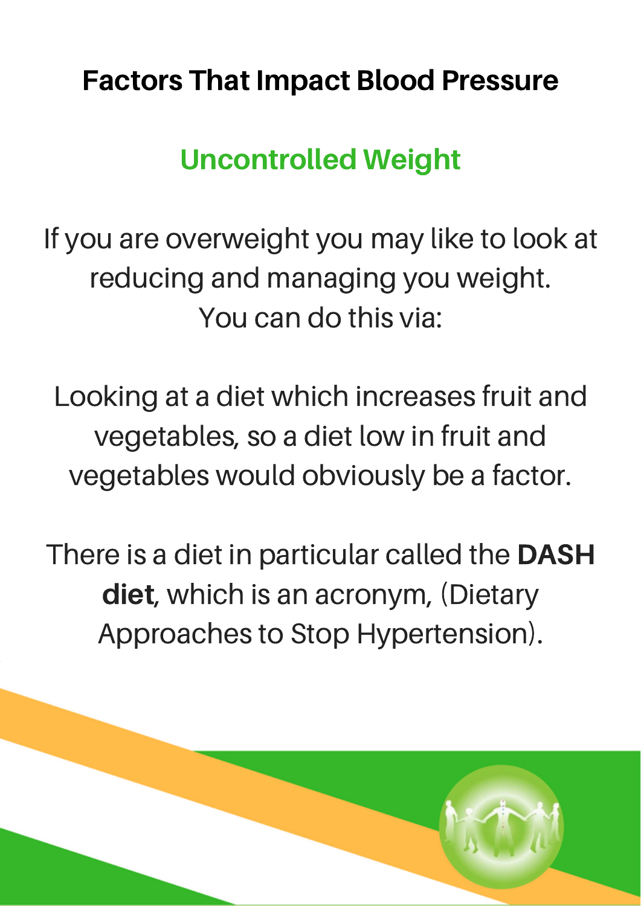# Factors That Impact Blood Pressure

## Uncontrolled Weight

If you are overweight you may like to look at reducing and managing you weight.
You can do this via:

Looking at a diet which increases fruit and vegetables, so a diet low in fruit and vegetables would obviously be a factor.

There is a diet in particular called the **DASH diet**, which is an acronym, (Dietary Approaches to Stop Hypertension).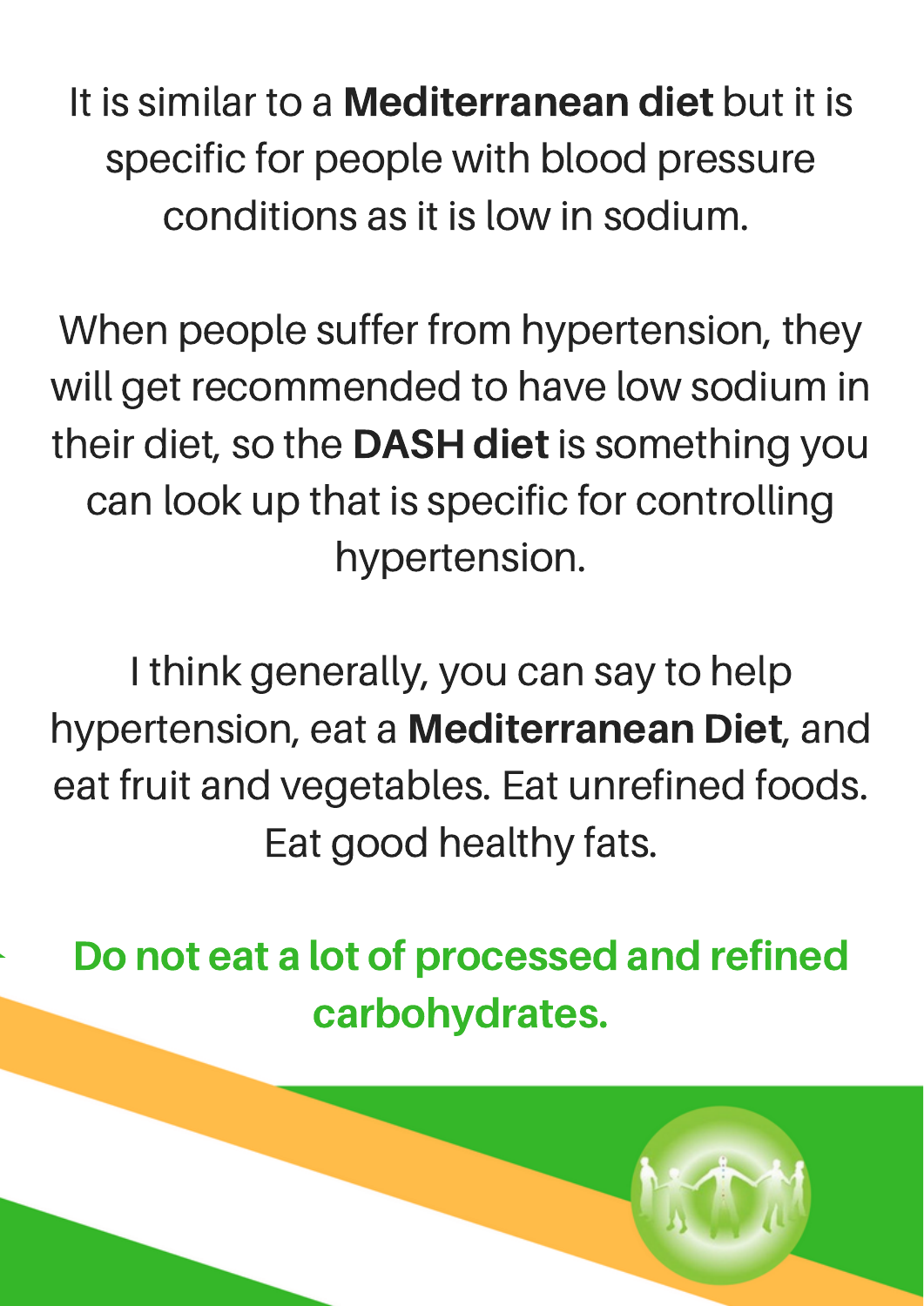It is similar to a **Mediterranean diet** but it is specific for people with blood pressure conditions as it is low in sodium.

When people suffer from hypertension, they will get recommended to have low sodium in their diet, so the **DASH diet** is something you can look up that is specific for controlling hypertension.

I think generally, you can say to help hypertension, eat a **Mediterranean Diet**, and eat fruit and vegetables. Eat unrefined foods. Eat good healthy fats.

**Do not eat a lot of processed and refined carbohydrates.**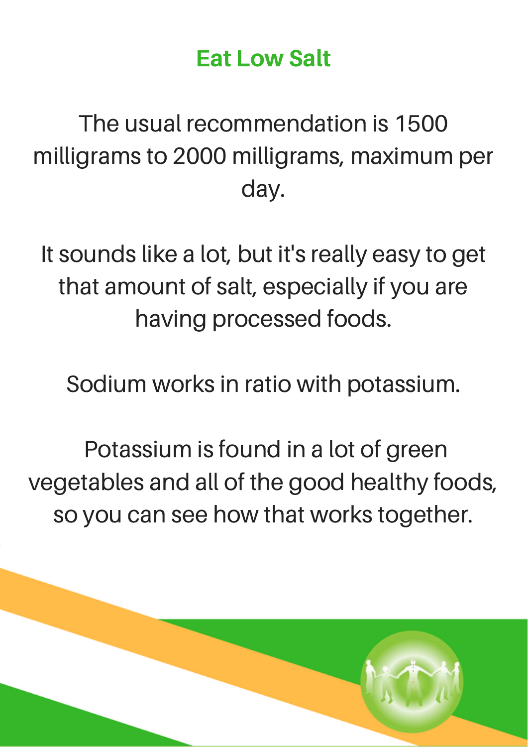## Eat Low Salt

The usual recommendation is 1500 milligrams to 2000 milligrams, maximum per day.

It sounds like a lot, but it's really easy to get that amount of salt, especially if you are having processed foods.

Sodium works in ratio with potassium.

Potassium is found in a lot of green vegetables and all of the good healthy foods, so you can see how that works together.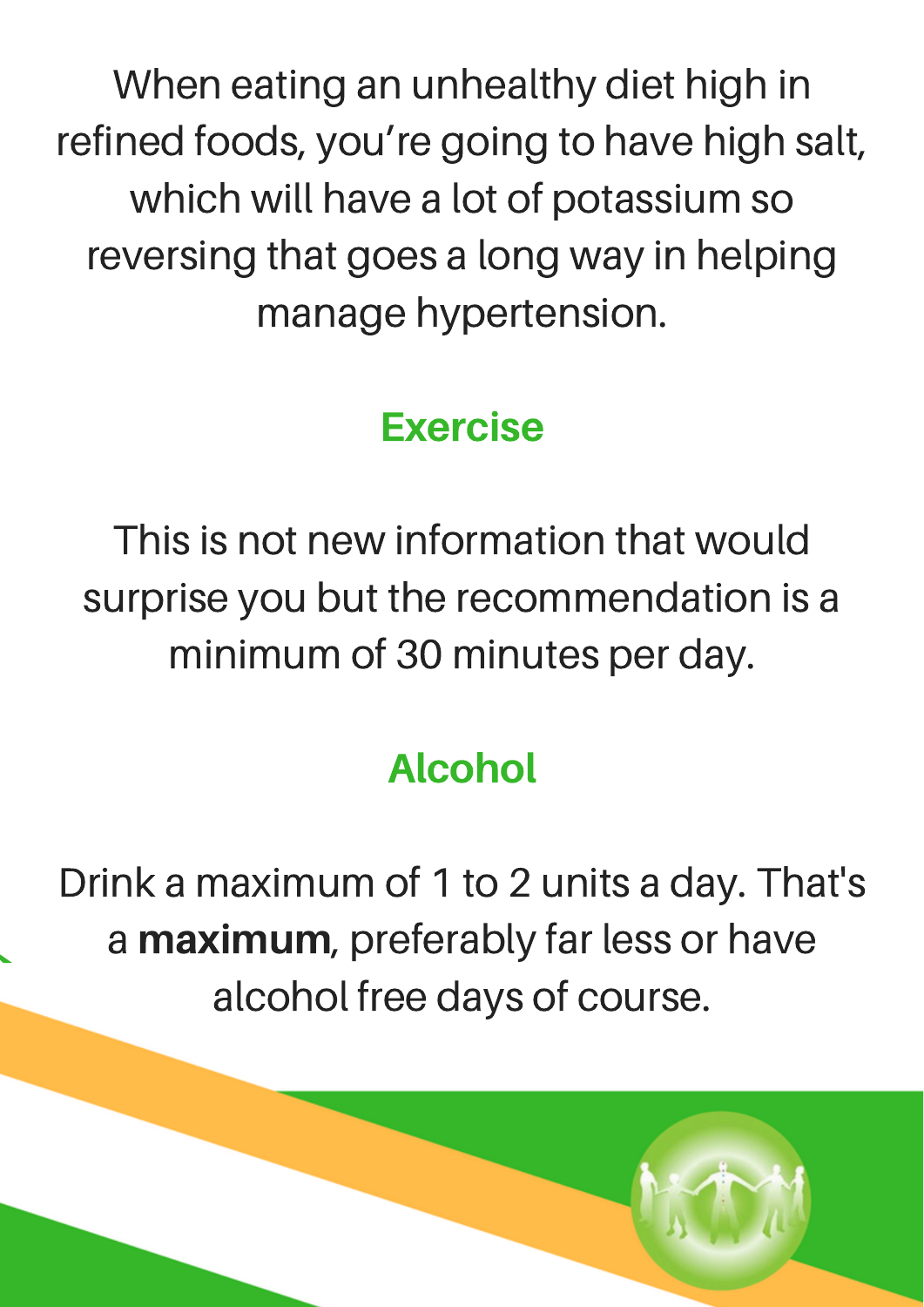When eating an unhealthy diet high in refined foods, you're going to have high salt, which will have a lot of potassium so reversing that goes a long way in helping manage hypertension.

## Exercise

This is not new information that would surprise you but the recommendation is a minimum of 30 minutes per day.

## Alcohol

Drink a maximum of 1 to 2 units a day. That's a **maximum**, preferably far less or have alcohol free days of course.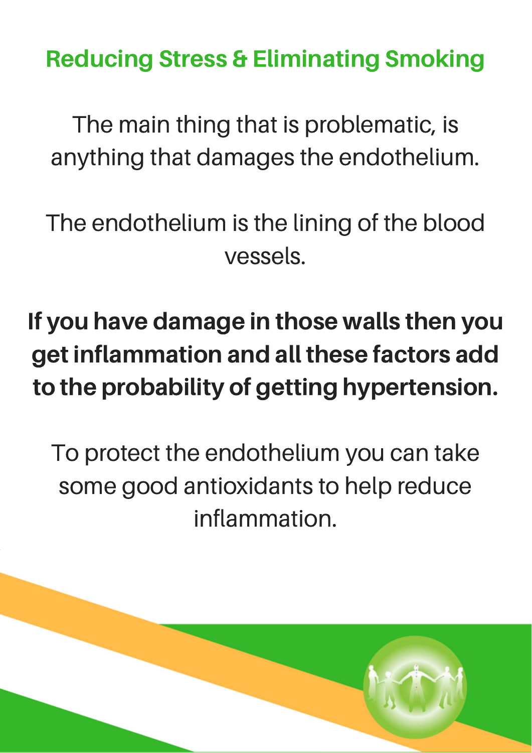## Reducing Stress & Eliminating Smoking

The main thing that is problematic, is anything that damages the endothelium.

The endothelium is the lining of the blood vessels.

**If you have damage in those walls then you get inflammation and all these factors add to the probability of getting hypertension.**

To protect the endothelium you can take some good antioxidants to help reduce inflammation.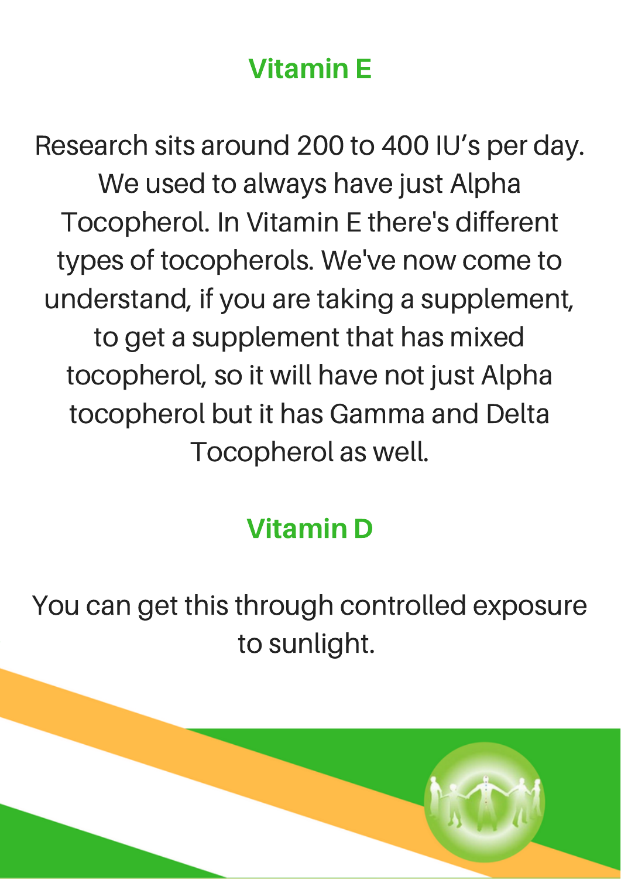## Vitamin E

Research sits around 200 to 400 IU's per day. We used to always have just Alpha Tocopherol. In Vitamin E there's different types of tocopherols. We've now come to understand, if you are taking a supplement, to get a supplement that has mixed tocopherol, so it will have not just Alpha tocopherol but it has Gamma and Delta Tocopherol as well.

## Vitamin D

You can get this through controlled exposure to sunlight.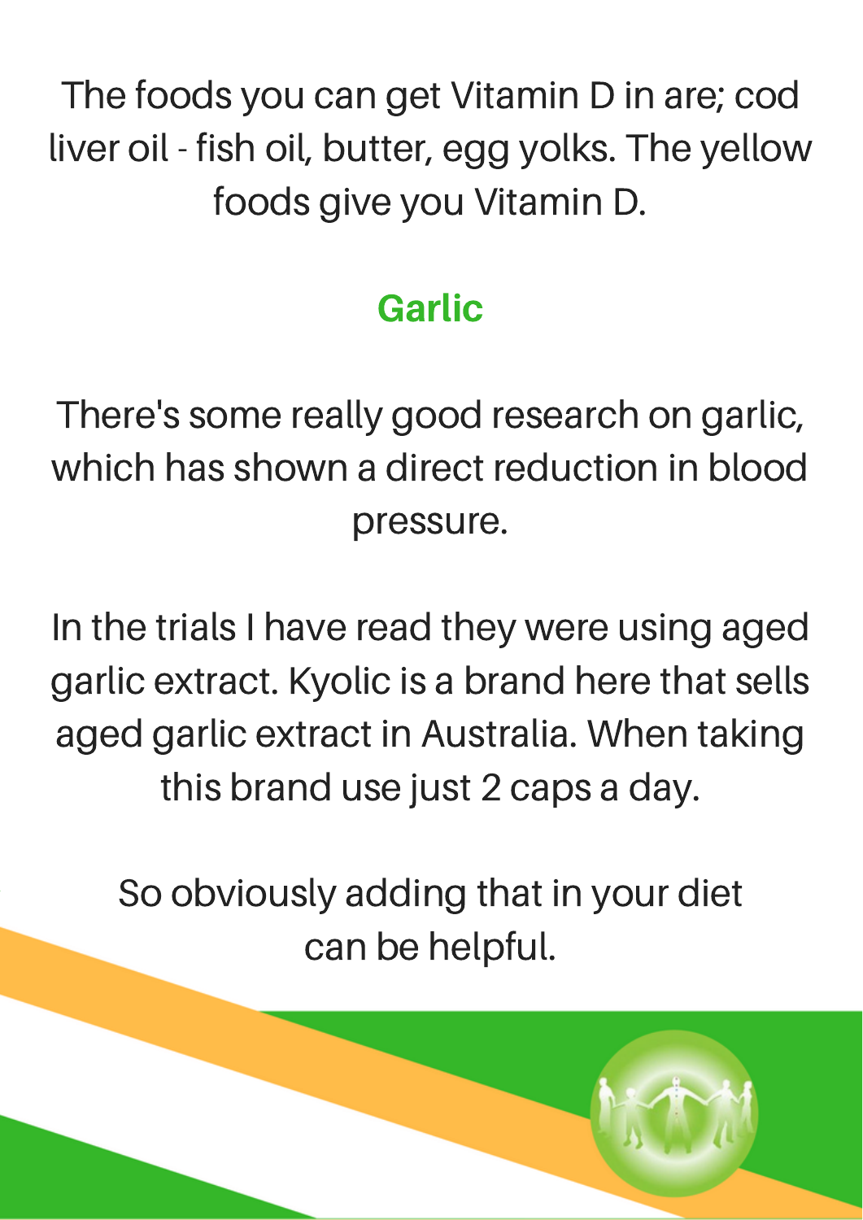The foods you can get Vitamin D in are; cod liver oil - fish oil, butter, egg yolks. The yellow foods give you Vitamin D.

## Garlic

There's some really good research on garlic, which has shown a direct reduction in blood pressure.

In the trials I have read they were using aged garlic extract. Kyolic is a brand here that sells aged garlic extract in Australia. When taking this brand use just 2 caps a day.

So obviously adding that in your diet can be helpful.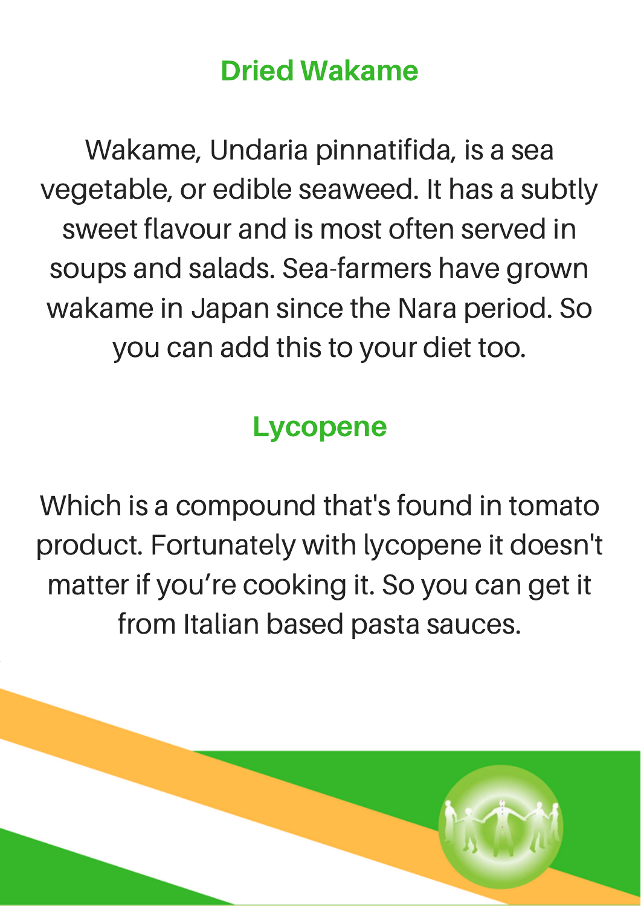## Dried Wakame

Wakame, Undaria pinnatifida, is a sea vegetable, or edible seaweed. It has a subtly sweet flavour and is most often served in soups and salads. Sea-farmers have grown wakame in Japan since the Nara period. So you can add this to your diet too.

## Lycopene

Which is a compound that's found in tomato product. Fortunately with lycopene it doesn't matter if you're cooking it. So you can get it from Italian based pasta sauces.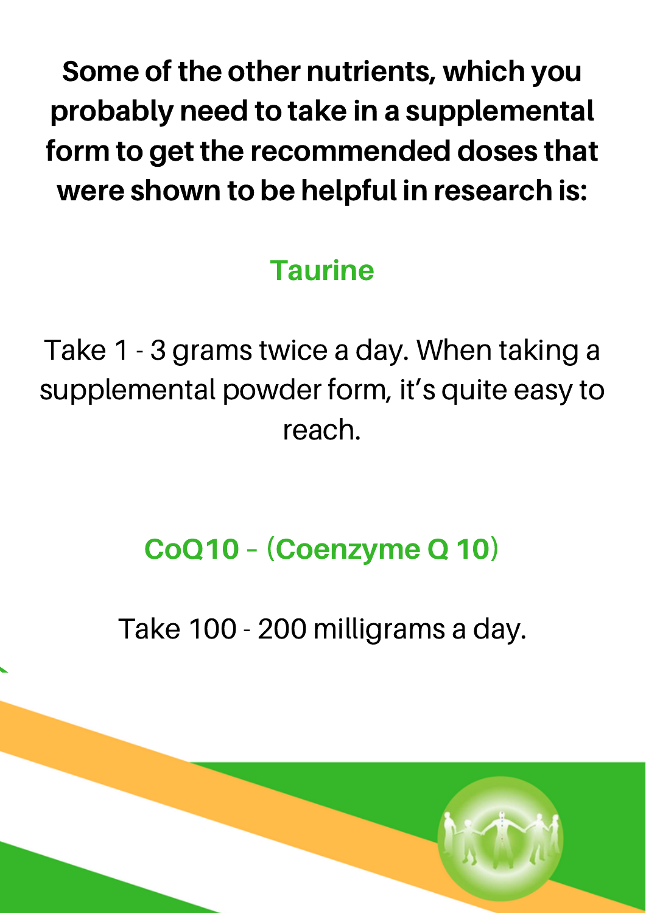**Some of the other nutrients, which you probably need to take in a supplemental form to get the recommended doses that were shown to be helpful in research is:**

## Taurine

Take 1 - 3 grams twice a day. When taking a supplemental powder form, it’s quite easy to reach.

## CoQ10 – (Coenzyme Q 10)

Take 100 - 200 milligrams a day.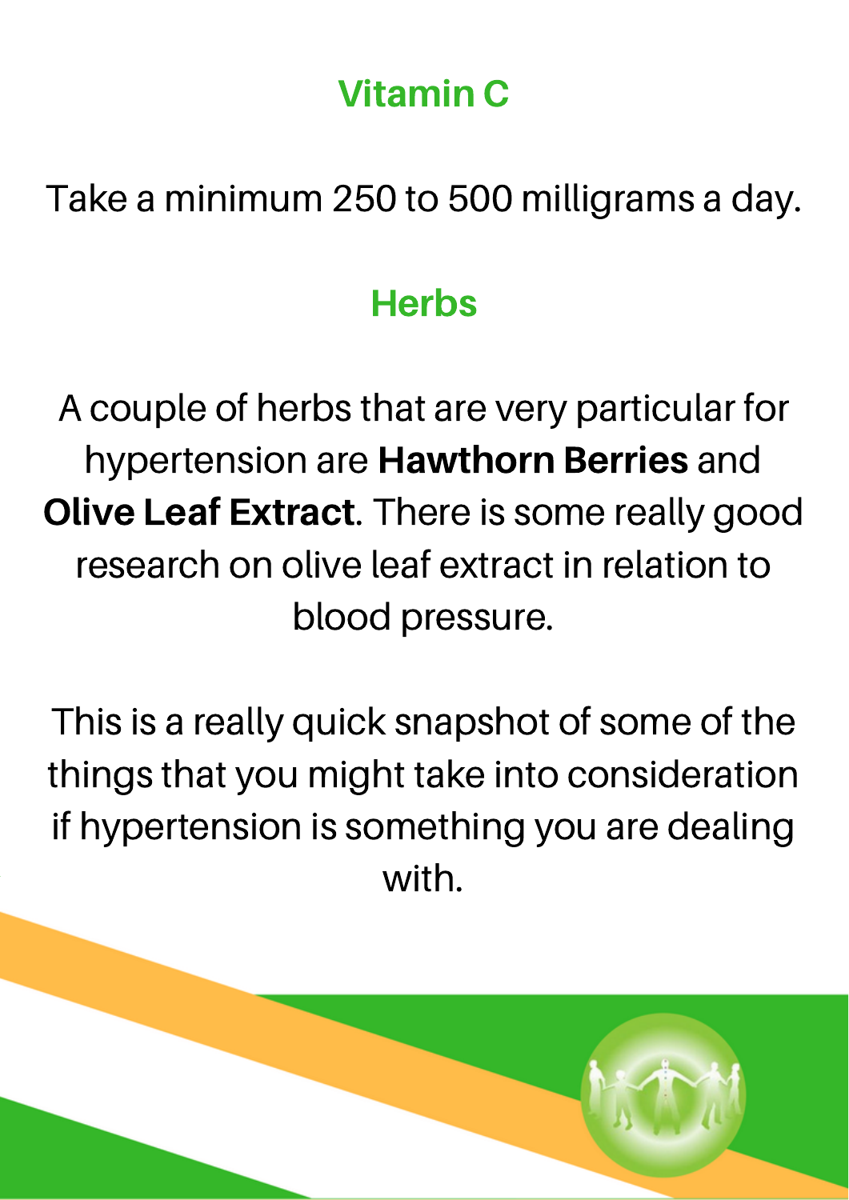## Vitamin C

Take a minimum 250 to 500 milligrams a day.

## Herbs

A couple of herbs that are very particular for hypertension are **Hawthorn Berries** and **Olive Leaf Extract**. There is some really good research on olive leaf extract in relation to blood pressure.

This is a really quick snapshot of some of the things that you might take into consideration if hypertension is something you are dealing with.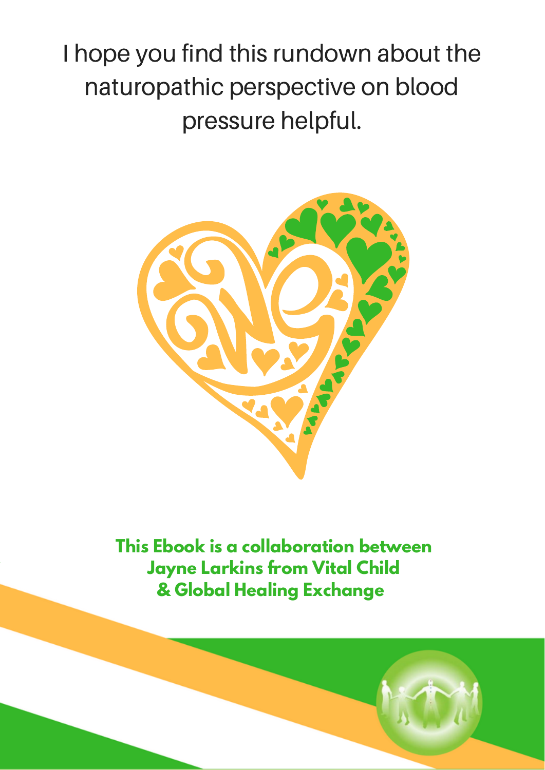I hope you find this rundown about the naturopathic perspective on blood pressure helpful.

**This Ebook is a collaboration between Jayne Larkins from Vital Child & Global Healing Exchange**